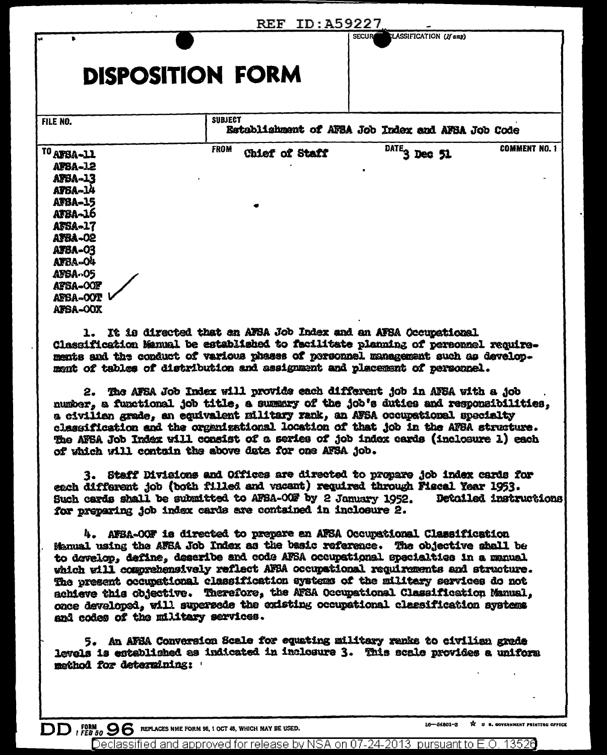REF ID:A59227

# DISPOSITION FORM

SECURITY CLASSIFICATION (If any)

| FILE NO. | SUBJECT Establishment of AFSA Job Index and AFSA Job Code | | |
|---|---|---|---|
| TO AFSA-11 AFSA-12 AFSA-13 AFSA-14 AFSA-15 AFSA-16 AFSA-17 AFSA-02 AFSA-03 AFSA-04 AFSA-05 AFSA-OOF AFSA-OOT ✓ AFSA-OOX | FROM Chief of Staff | DATE 3 Dec 51 | COMMENT NO. 1 |

1. It is directed that an AFSA Job Index and an AFSA Occupational Classification Manual be established to facilitate planning of personnel requirements and the conduct of various phases of personnel management such as development of tables of distribution and assignment and placement of personnel.

2. The AFSA Job Index will provide each different job in AFSA with a job number, a functional job title, a summary of the job's duties and responsibilities, a civilian grade, an equivalent military rank, an AFSA occupational specialty classification and the organizational location of that job in the AFSA structure. The AFSA Job Index will consist of a series of job index cards (inclosure 1) each of which will contain the above data for one AFSA job.

3. Staff Divisions and Offices are directed to prepare job index cards for each different job (both filled and vacant) required through Fiscal Year 1953. Such cards shall be submitted to AFSA-OOF by 2 January 1952. Detailed instructions for preparing job index cards are contained in inclosure 2.

4. AFSA-OOF is directed to prepare an AFSA Occupational Classification Manual using the AFSA Job Index as the basic reference. The objective shall be to develop, define, describe and code AFSA occupational specialties in a manual which will comprehensively reflect AFSA occupational requirements and structure. The present occupational classification systems of the military services do not achieve this objective. Therefore, the AFSA Occupational Classification Manual, once developed, will supersede the existing occupational classification systems and codes of the military services.

5. An AFSA Conversion Scale for equating military ranks to civilian grade levels is established as indicated in inclosure 3. This scale provides a uniform method for determining:

DD FORM 1 FEB 50 96 REPLACES NME FORM 96, 1 OCT 48, WHICH MAY BE USED.

Declassified and approved for release by NSA on 07-24-2013 pursuant to E.O. 13526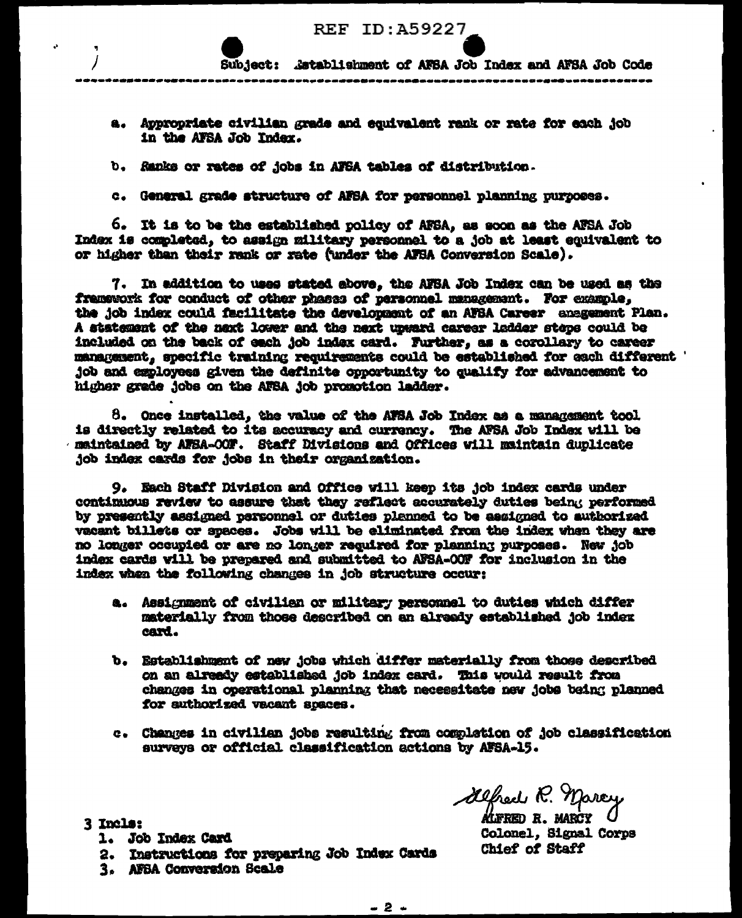Subject: Establishment of AFSA Job Index and AFSA Job Code

a. Appropriate civilian grade and equivalent rank or rate for each job in the AFSA Job Index.

b. Ranks or rates of jobs in AFSA tables of distribution.

c. General grade structure of AFSA for personnel planning purposes.

6. It is to be the established policy of AFSA, as soon as the AFSA Job Index is completed, to assign military personnel to a job at least equivalent to or higher than their rank or rate (under the AFSA Conversion Scale).

7. In addition to uses stated above, the AFSA Job Index can be used as the framework for conduct of other phases of personnel management. For example, the job index could facilitate the development of an AFSA Career anagement Plan. A statement of the next lower and the next upward career ladder steps could be included on the back of each job index card. Further, as a corollary to career management, specific training requirements could be established for each different job and employees given the definite opportunity to qualify for advancement to higher grade jobs on the AFSA job promotion ladder.

8. Once installed, the value of the AFSA Job Index as a management tool is directly related to its accuracy and currency. The AFSA Job Index will be maintained by AFSA-OOF. Staff Divisions and Offices will maintain duplicate job index cards for jobs in their organization.

9. Each Staff Division and Office will keep its job index cards under continuous review to assure that they reflect accurately duties being performed by presently assigned personnel or duties planned to be assigned to authorized vacant billets or spaces. Jobs will be eliminated from the index when they are no longer occupied or are no longer required for planning purposes. New job index cards will be prepared and submitted to AFSA-OOF for inclusion in the index when the following changes in job structure occur:

a. Assignment of civilian or military personnel to duties which differ materially from those described on an already established job index card.

b. Establishment of new jobs which differ materially from those described on an already established job index card. This would result from changes in operational planning that necessitate new jobs being planned for authorized vacant spaces.

c. Changes in civilian jobs resulting from completion of job classification surveys or official classification actions by AFSA-15.

Alfred R. Marcy
ALFRED R. MARCY
Colonel, Signal Corps
Chief of Staff

3 Incls:
1. Job Index Card
2. Instructions for preparing Job Index Cards
3. AFSA Conversion Scale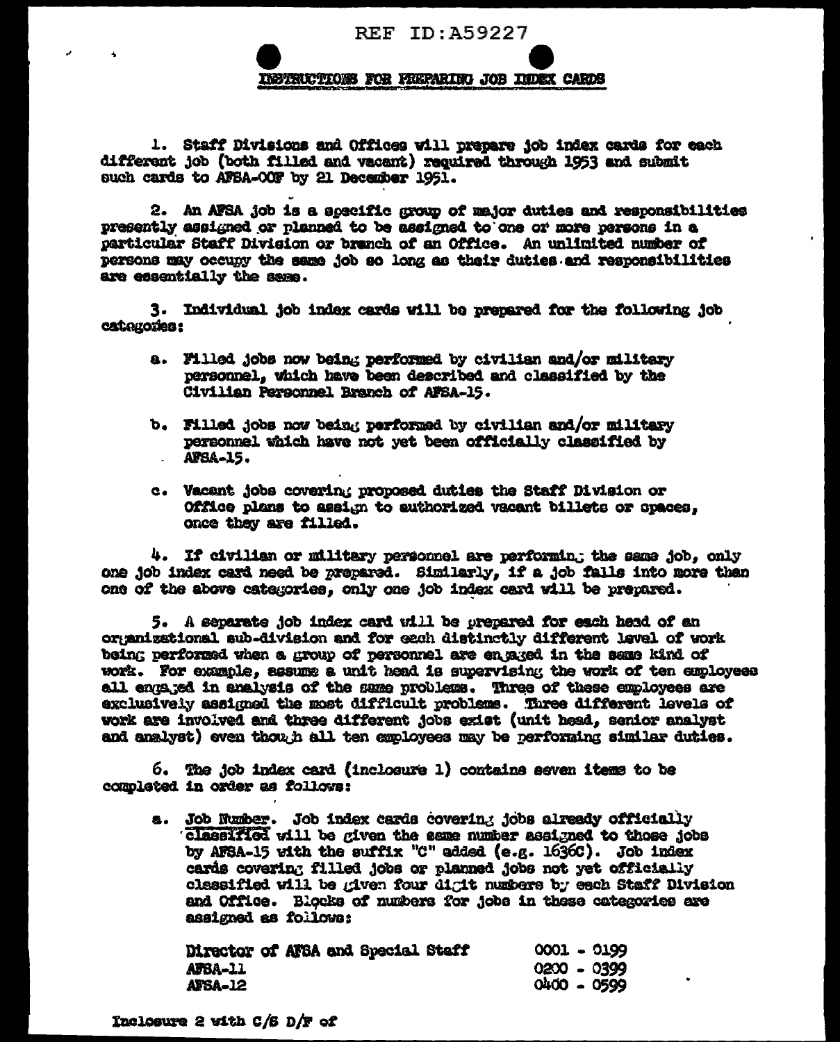REF ID:A59227

## INSTRUCTIONS FOR PREPARING JOB INDEX CARDS

1. Staff Divisions and Offices will prepare job index cards for each different job (both filled and vacant) required through 1953 and submit such cards to AFSA-00F by 21 December 1951.

2. An AFSA job is a specific group of major duties and responsibilities presently assigned or planned to be assigned to one or more persons in a particular Staff Division or branch of an Office. An unlimited number of persons may occupy the same job so long as their duties and responsibilities are essentially the same.

3. Individual job index cards will be prepared for the following job categories:

   a. Filled jobs now being performed by civilian and/or military personnel, which have been described and classified by the Civilian Personnel Branch of AFSA-15.

   b. Filled jobs now being performed by civilian and/or military personnel which have not yet been officially classified by AFSA-15.

   c. Vacant jobs covering proposed duties the Staff Division or Office plans to assign to authorized vacant billets or spaces, once they are filled.

4. If civilian or military personnel are performing the same job, only one job index card need be prepared. Similarly, if a job falls into more than one of the above categories, only one job index card will be prepared.

5. A separate job index card will be prepared for each head of an organizational sub-division and for each distinctly different level of work being performed when a group of personnel are engaged in the same kind of work. For example, assume a unit head is supervising the work of ten employees all engaged in analysis of the same problems. Three of these employees are exclusively assigned the most difficult problems. Three different levels of work are involved and three different jobs exist (unit head, senior analyst and analyst) even though all ten employees may be performing similar duties.

6. The job index card (inclosure 1) contains seven items to be completed in order as follows:

   a. Job Number. Job index cards covering jobs already officially classified will be given the same number assigned to those jobs by AFSA-15 with the suffix "C" added (e.g. 1636C). Job index cards covering filled jobs or planned jobs not yet officially classified will be given four digit numbers by each Staff Division and Office. Blocks of numbers for jobs in these categories are assigned as follows:

| | |
|---|---|
| Director of AFSA and Special Staff | 0001 - 0199 |
| AFSA-11 | 0200 - 0399 |
| AFSA-12 | 0400 - 0599 |

Inclosure 2 with C/S D/F of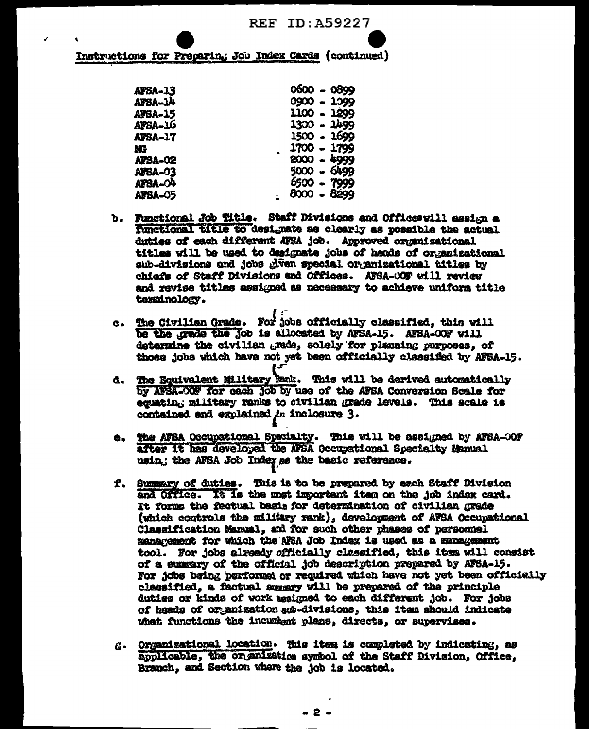Instructions for Preparing Job Index Cards (continued)

| | |
|---|---|
| AFSA-13 | 0600 - 0899 |
| AFSA-14 | 0900 - 1099 |
| AFSA-15 | 1100 - 1299 |
| AFSA-16 | 1300 - 1499 |
| AFSA-17 | 1500 - 1699 |
| MG | 1700 - 1799 |
| AFSA-02 | 2000 - 4999 |
| AFSA-03 | 5000 - 6499 |
| AFSA-04 | 6500 - 7999 |
| AFSA-05 | 8000 - 8299 |

b. Functional Job Title. Staff Divisions and Offices will assign a functional title to designate as clearly as possible the actual duties of each different AFSA job. Approved organizational titles will be used to designate jobs of heads of organizational sub-divisions and jobs given special organizational titles by chiefs of Staff Divisions and Offices. AFSA-00F will review and revise titles assigned as necessary to achieve uniform title terminology.

c. The Civilian Grade. For jobs officially classified, this will be the grade the job is allocated by AFSA-15. AFSA-00F will determine the civilian grade, solely for planning purposes, of those jobs which have not yet been officially classified by AFSA-15.

d. The Equivalent Military Rank. This will be derived automatically by AFSA-00F for each job by use of the AFSA Conversion Scale for equating military ranks to civilian grade levels. This scale is contained and explained in inclosure 3.

e. The AFSA Occupational Specialty. This will be assigned by AFSA-00F after it has developed the AFSA Occupational Specialty Manual using the AFSA Job Index as the basic reference.

f. Summary of duties. This is to be prepared by each Staff Division and Office. It is the most important item on the job index card. It forms the factual basis for determination of civilian grade (which controls the military rank), development of AFSA Occupational Classification Manual, and for such other phases of personnel management for which the AFSA Job Index is used as a management tool. For jobs already officially classified, this item will consist of a summary of the official job description prepared by AFSA-15. For jobs being performed or required which have not yet been officially classified, a factual summary will be prepared of the principle duties or kinds of work assigned to each different job. For jobs of heads of organization sub-divisions, this item should indicate what functions the incumbent plans, directs, or supervises.

g. Organizational location. This item is completed by indicating, as applicable, the organization symbol of the Staff Division, Office, Branch, and Section where the job is located.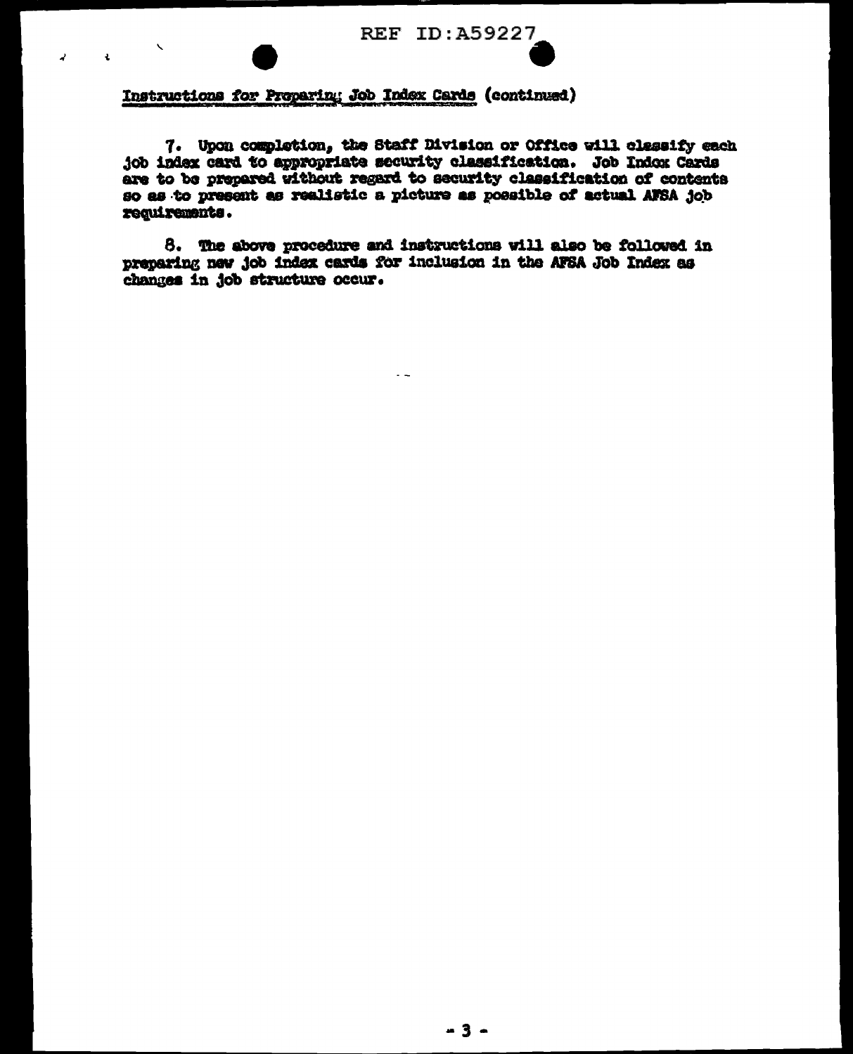Instructions for Preparing Job Index Cards (continued)

7. Upon completion, the Staff Division or Office will classify each job index card to appropriate security classification. Job Index Cards are to be prepared without regard to security classification of contents so as to present as realistic a picture as possible of actual AFSA job requirements.

8. The above procedure and instructions will also be followed in preparing new job index cards for inclusion in the AFSA Job Index as changes in job structure occur.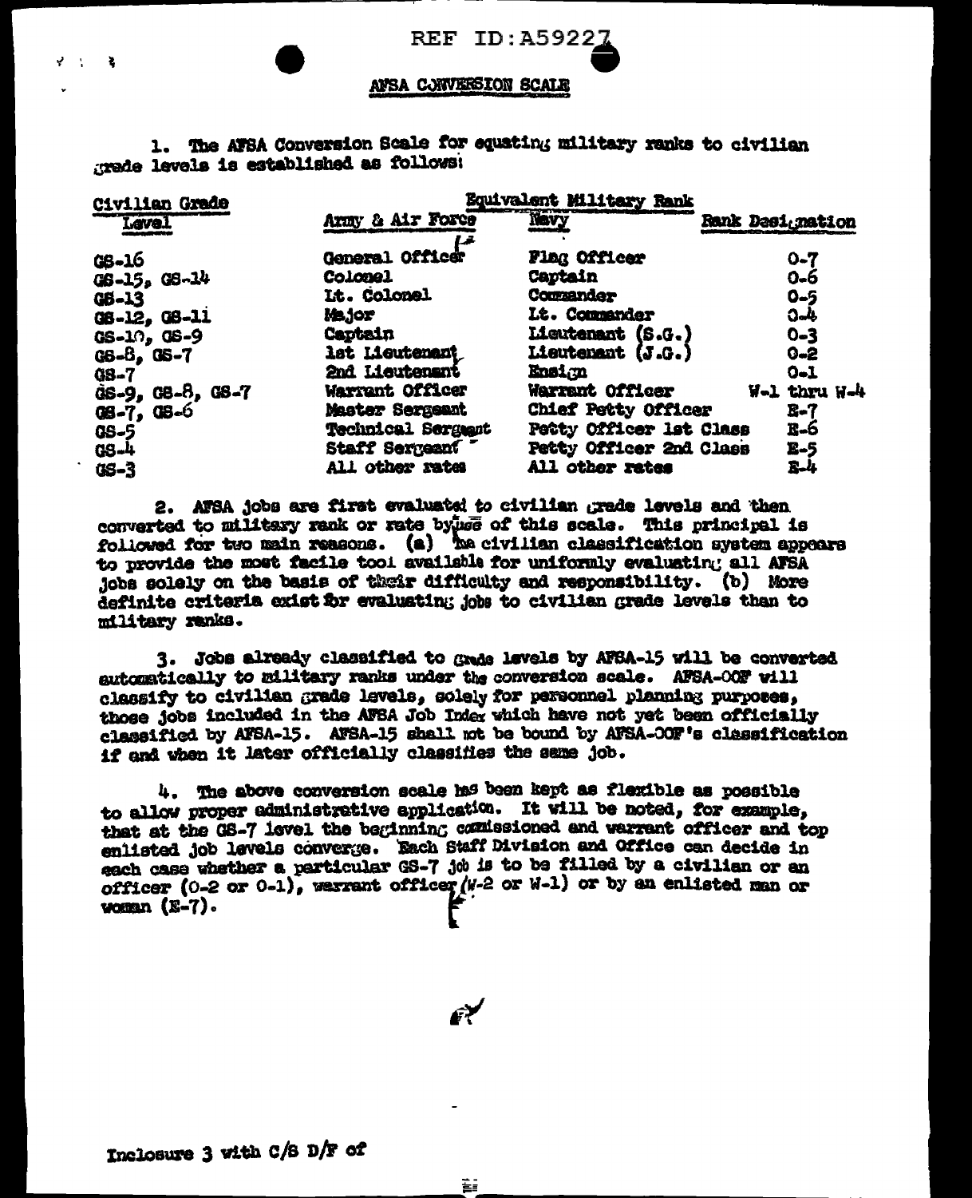REF ID:A59227

## AFSA CONVERSION SCALE

1. The AFSA Conversion Scale for equating military ranks to civilian grade levels is established as follows:

| Civilian Grade Level | Equivalent Military Rank | | |
|---|---|---|---|
| | Army & Air Force | Navy | Rank Designation |
| GS-16 | General Officer | Flag Officer | 0-7 |
| GS-15, GS-14 | Colonel | Captain | 0-6 |
| GS-13 | Lt. Colonel | Commander | 0-5 |
| GS-12, GS-11 | Major | Lt. Commander | 0-4 |
| GS-10, GS-9 | Captain | Lieutenant (S.G.) | 0-3 |
| GS-8, GS-7 | 1st Lieutenant | Lieutenant (J.G.) | 0-2 |
| GS-7 | 2nd Lieutenant | Ensign | 0-1 |
| GS-9, GS-8, GS-7 | Warrant Officer | Warrant Officer | W-1 thru W-4 |
| GS-7, GS-6 | Master Sergeant | Chief Petty Officer | E-7 |
| GS-5 | Technical Sergeant | Petty Officer 1st Class | E-6 |
| GS-4 | Staff Sergeant | Petty Officer 2nd Class | E-5 |
| GS-3 | All other rates | All other rates | E-4 |

2. AFSA jobs are first evaluated to civilian grade levels and then converted to military rank or rate by use of this scale. This principal is followed for two main reasons. (a) The civilian classification system appears to provide the most facile tool available for uniformly evaluating all AFSA jobs solely on the basis of their difficulty and responsibility. (b) More definite criteria exist for evaluating jobs to civilian grade levels than to military ranks.

3. Jobs already classified to grade levels by AFSA-15 will be converted automatically to military ranks under the conversion scale. AFSA-OOF will classify to civilian grade levels, solely for personnel planning purposes, those jobs included in the AFSA Job Index which have not yet been officially classified by AFSA-15. AFSA-15 shall not be bound by AFSA-OOF's classification if and when it later officially classifies the same job.

4. The above conversion scale has been kept as flexible as possible to allow proper administrative application. It will be noted, for example, that at the GS-7 level the beginning commissioned and warrant officer and top enlisted job levels converge. Each Staff Division and Office can decide in each case whether a particular GS-7 job is to be filled by a civilian or an officer (O-2 or O-1), warrant officer (W-2 or W-1) or by an enlisted man or woman (E-7).

Inclosure 3 with C/S D/F of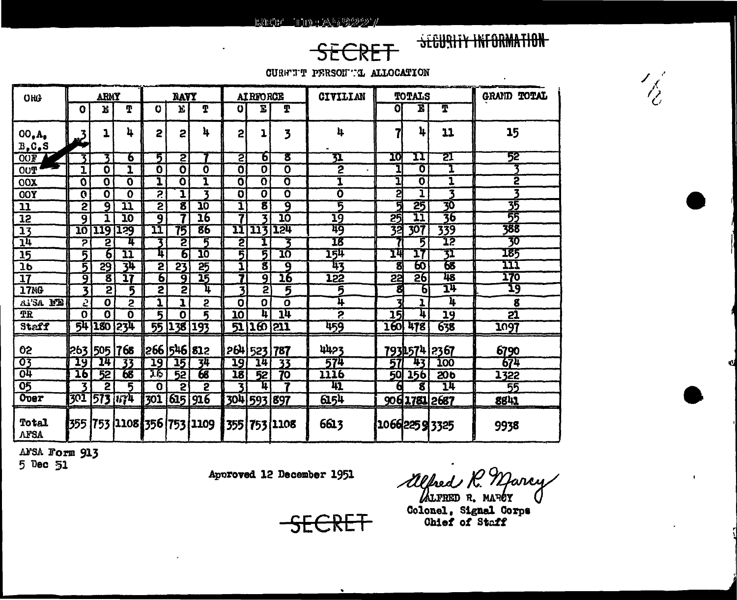SECRET SECURITY INFORMATION

CURRENT PERSONNEL ALLOCATION

| ORG | ARMY | | | NAVY | | | AIRFORCE | | | CIVILIAN | TOTALS | | | GRAND TOTAL |
|---|---|---|---|---|---|---|---|---|---|---|---|---|---|---|
| | O | E | T | O | E | T | O | E | T | | O | E | T | |
| 00,A,B,C,S | 3 | 1 | 4 | 2 | 2 | 4 | 2 | 1 | 3 | 4 | 7 | 4 | 11 | 15 |
| 00F | 3 | 3 | 6 | 5 | 2 | 7 | 2 | 6 | 8 | 31 | 10 | 11 | 21 | 52 |
| 00T | 1 | 0 | 1 | 0 | 0 | 0 | 0 | 0 | 0 | 2 | 1 | 0 | 1 | 3 |
| 00X | 0 | 0 | 0 | 1 | 0 | 1 | 0 | 0 | 0 | 1 | 1 | 0 | 1 | 2 |
| 00Y | 0 | 0 | 0 | 2 | 1 | 3 | 0 | 0 | 0 | 0 | 2 | 1 | 3 | 3 |
| 11 | 2 | 9 | 11 | 2 | 8 | 10 | 1 | 8 | 9 | 5 | 5 | 25 | 30 | 35 |
| 12 | 9 | 1 | 10 | 9 | 7 | 16 | 7 | 3 | 10 | 19 | 25 | 11 | 36 | 55 |
| 13 | 10 | 119 | 129 | 11 | 75 | 86 | 11 | 113 | 124 | 49 | 32 | 307 | 339 | 388 |
| 14 | 2 | 2 | 4 | 3 | 2 | 5 | 2 | 1 | 3 | 18 | 7 | 5 | 12 | 30 |
| 15 | 5 | 6 | 11 | 4 | 6 | 10 | 5 | 5 | 10 | 154 | 14 | 17 | 31 | 185 |
| 16 | 5 | 29 | 34 | 2 | 23 | 25 | 1 | 8 | 9 | 43 | 8 | 60 | 68 | 111 |
| 17 | 9 | 8 | 17 | 6 | 9 | 15 | 7 | 9 | 16 | 122 | 22 | 26 | 48 | 170 |
| 17NG | 3 | 2 | 5 | 2 | 2 | 4 | 3 | 2 | 5 | 5 | 8 | 6 | 14 | 19 |
| AFSA FE | 2 | 0 | 2 | 1 | 1 | 2 | 0 | 0 | 0 | 4 | 3 | 1 | 4 | 8 |
| TR | 0 | 0 | 0 | 5 | 0 | 5 | 10 | 4 | 14 | 2 | 15 | 4 | 19 | 21 |
| Staff | 54 | 180 | 234 | 55 | 138 | 193 | 51 | 160 | 211 | 459 | 160 | 478 | 638 | 1097 |
| 02 | 263 | 505 | 768 | 266 | 546 | 812 | 264 | 523 | 787 | 4423 | 793 | 1574 | 2367 | 6790 |
| 03 | 19 | 14 | 33 | 19 | 15 | 34 | 19 | 14 | 33 | 574 | 57 | 43 | 100 | 674 |
| 04 | 16 | 52 | 68 | 16 | 52 | 68 | 18 | 52 | 70 | 1116 | 50 | 156 | 206 | 1322 |
| 05 | 3 | 2 | 5 | 0 | 2 | 2 | 3 | 4 | 7 | 41 | 6 | 8 | 14 | 55 |
| Over | 301 | 573 | 874 | 301 | 615 | 916 | 304 | 593 | 897 | 6154 | 906 | 1781 | 2687 | 8841 |
| Total AFSA | 355 | 753 | 1108 | 356 | 753 | 1109 | 355 | 753 | 1108 | 6613 | 1066 | 2259 | 3325 | 9938 |

AFSA Form 913
5 Dec 51

Approved 12 December 1951

Alfred R. Marcy
ALFRED R. MARCY
Colonel, Signal Corps
Chief of Staff

SECRET